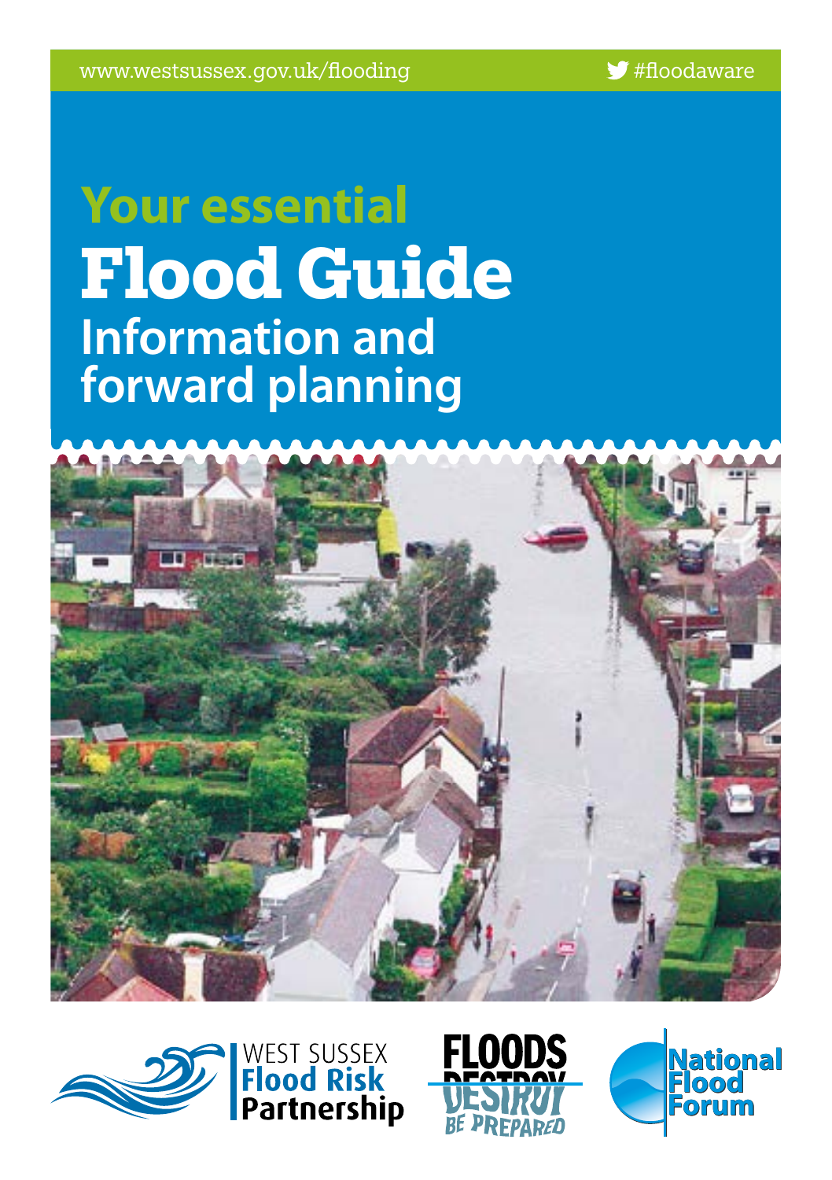www.westsussex.gov.uk/flooding

#floodaware

# Your essential Flood Guide

## Information and forward planning

WEST SUSSEX Flood Risk Partnership

FLOODS DESTROY BE PREPARED

National Flood Forum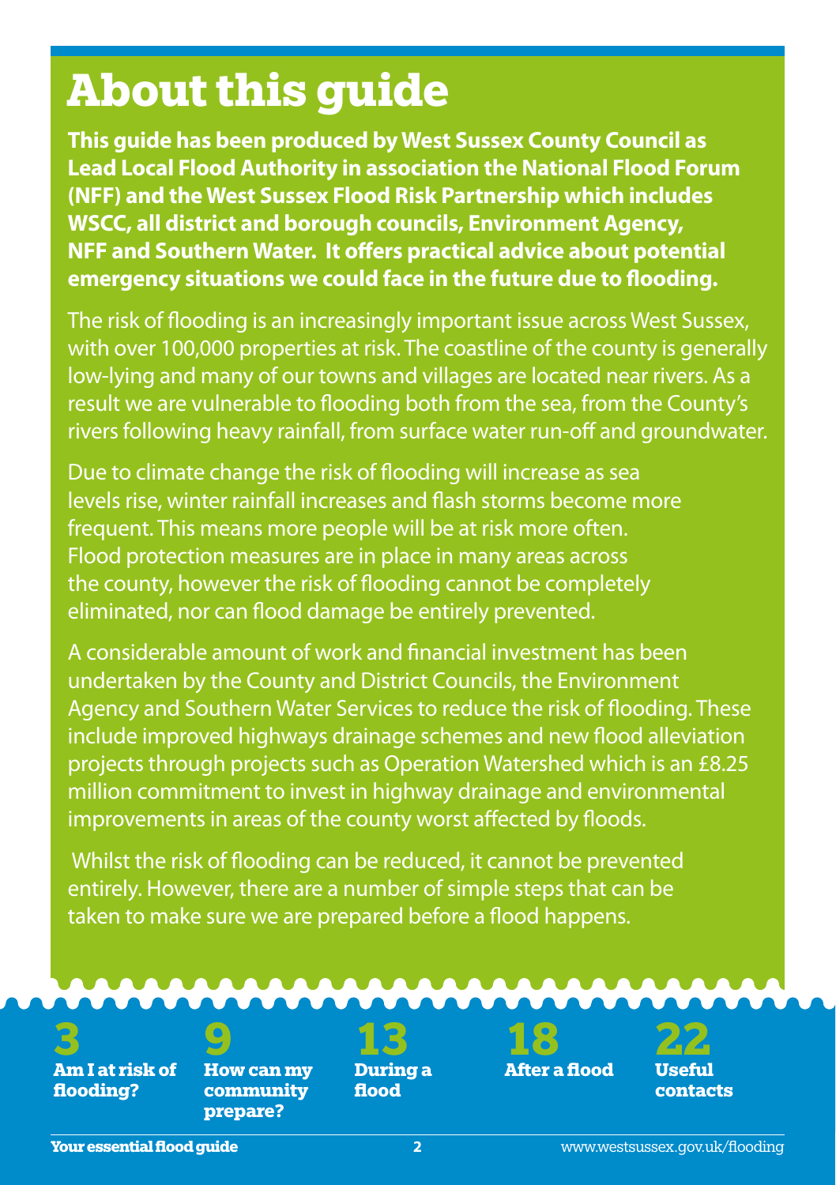# About this guide

**This guide has been produced by West Sussex County Council as Lead Local Flood Authority in association the National Flood Forum (NFF) and the West Sussex Flood Risk Partnership which includes WSCC, all district and borough councils, Environment Agency, NFF and Southern Water. It offers practical advice about potential emergency situations we could face in the future due to flooding.**

The risk of flooding is an increasingly important issue across West Sussex, with over 100,000 properties at risk. The coastline of the county is generally low-lying and many of our towns and villages are located near rivers. As a result we are vulnerable to flooding both from the sea, from the County's rivers following heavy rainfall, from surface water run-off and groundwater.

Due to climate change the risk of flooding will increase as sea levels rise, winter rainfall increases and flash storms become more frequent. This means more people will be at risk more often. Flood protection measures are in place in many areas across the county, however the risk of flooding cannot be completely eliminated, nor can flood damage be entirely prevented.

A considerable amount of work and financial investment has been undertaken by the County and District Councils, the Environment Agency and Southern Water Services to reduce the risk of flooding. These include improved highways drainage schemes and new flood alleviation projects through projects such as Operation Watershed which is an £8.25 million commitment to invest in highway drainage and environmental improvements in areas of the county worst affected by floods.

Whilst the risk of flooding can be reduced, it cannot be prevented entirely. However, there are a number of simple steps that can be taken to make sure we are prepared before a flood happens.

**3** Am I at risk of flooding?

**9** How can my community prepare?

**13** During a flood

**18** After a flood

**22** Useful contacts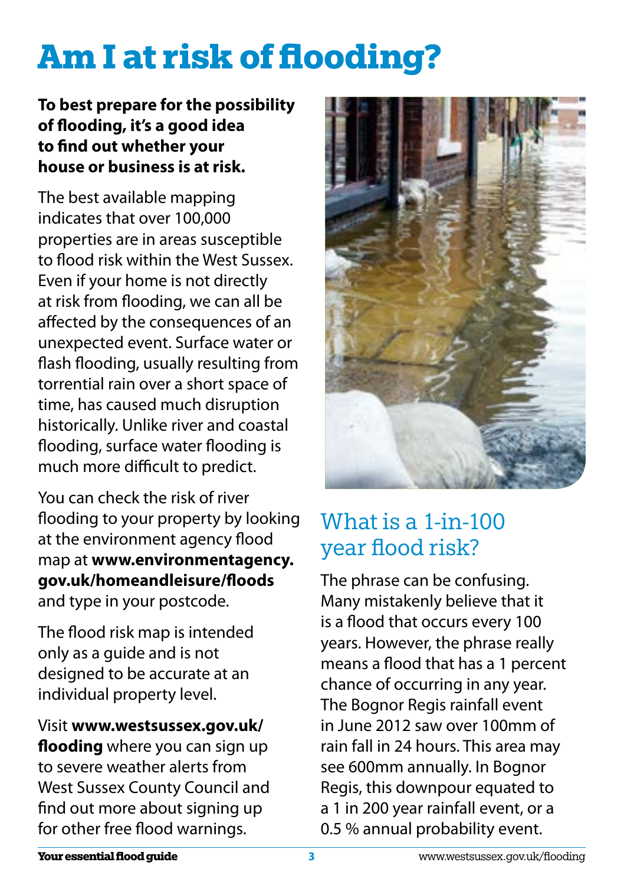# Am I at risk of flooding?

**To best prepare for the possibility of flooding, it's a good idea to find out whether your house or business is at risk.**

The best available mapping indicates that over 100,000 properties are in areas susceptible to flood risk within the West Sussex. Even if your home is not directly at risk from flooding, we can all be affected by the consequences of an unexpected event. Surface water or flash flooding, usually resulting from torrential rain over a short space of time, has caused much disruption historically. Unlike river and coastal flooding, surface water flooding is much more difficult to predict.

You can check the risk of river flooding to your property by looking at the environment agency flood map at **www.environmentagency.gov.uk/homeandleisure/floods** and type in your postcode.

The flood risk map is intended only as a guide and is not designed to be accurate at an individual property level.

Visit **www.westsussex.gov.uk/flooding** where you can sign up to severe weather alerts from West Sussex County Council and find out more about signing up for other free flood warnings.

## What is a 1-in-100 year flood risk?

The phrase can be confusing. Many mistakenly believe that it is a flood that occurs every 100 years. However, the phrase really means a flood that has a 1 percent chance of occurring in any year. The Bognor Regis rainfall event in June 2012 saw over 100mm of rain fall in 24 hours. This area may see 600mm annually. In Bognor Regis, this downpour equated to a 1 in 200 year rainfall event, or a 0.5 % annual probability event.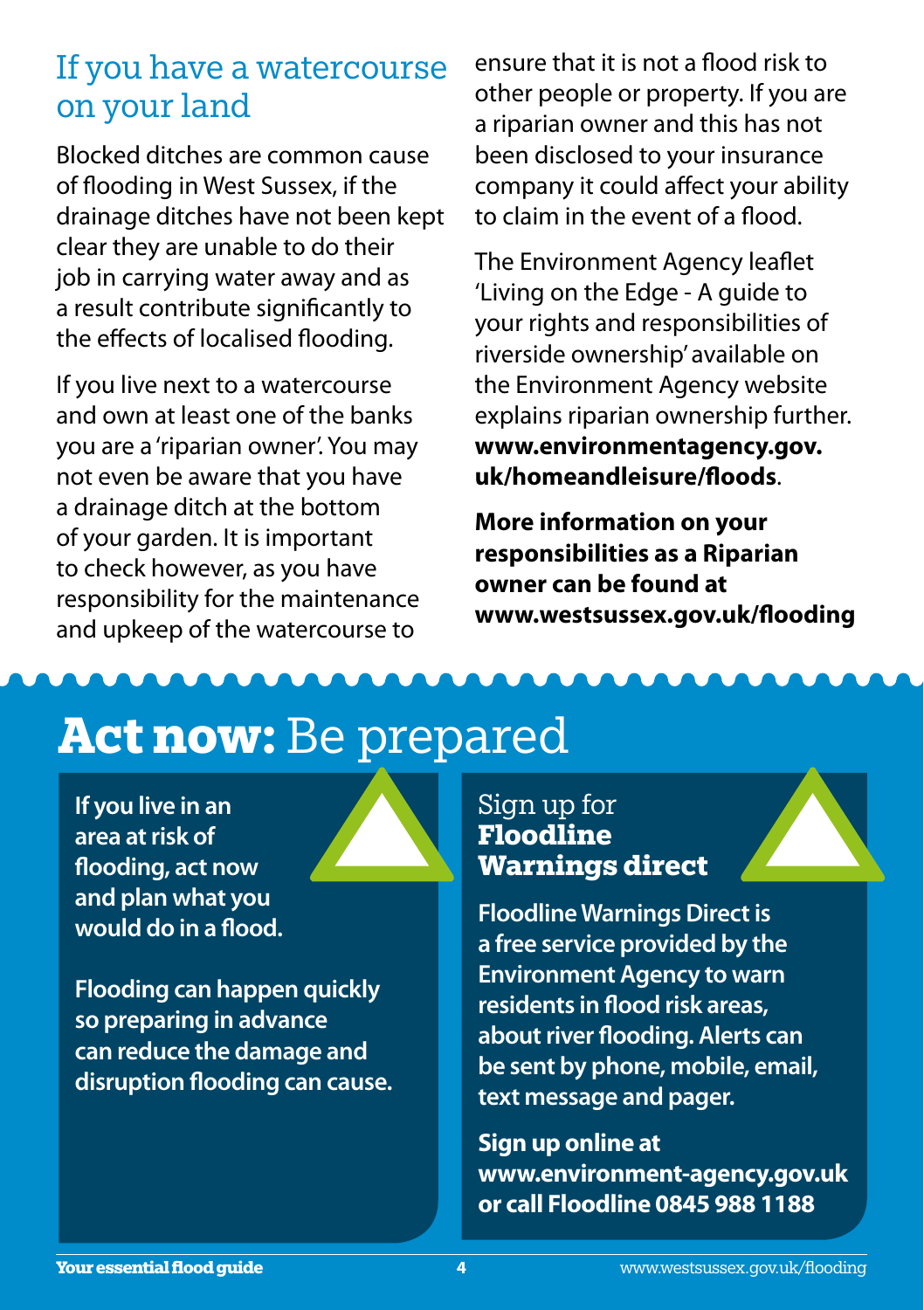## If you have a watercourse on your land

Blocked ditches are common cause of flooding in West Sussex, if the drainage ditches have not been kept clear they are unable to do their job in carrying water away and as a result contribute significantly to the effects of localised flooding.

If you live next to a watercourse and own at least one of the banks you are a 'riparian owner'. You may not even be aware that you have a drainage ditch at the bottom of your garden. It is important to check however, as you have responsibility for the maintenance and upkeep of the watercourse to ensure that it is not a flood risk to other people or property. If you are a riparian owner and this has not been disclosed to your insurance company it could affect your ability to claim in the event of a flood.

The Environment Agency leaflet 'Living on the Edge - A guide to your rights and responsibilities of riverside ownership' available on the Environment Agency website explains riparian ownership further. **www.environmentagency.gov.uk/homeandleisure/floods**.

**More information on your responsibilities as a Riparian owner can be found at www.westsussex.gov.uk/flooding**

# **Act now:** Be prepared

**If you live in an area at risk of flooding, act now and plan what you would do in a flood.**

**Flooding can happen quickly so preparing in advance can reduce the damage and disruption flooding can cause.**

### Sign up for **Floodline Warnings direct**

**Floodline Warnings Direct is a free service provided by the Environment Agency to warn residents in flood risk areas, about river flooding. Alerts can be sent by phone, mobile, email, text message and pager.**

**Sign up online at www.environment-agency.gov.uk or call Floodline 0845 988 1188**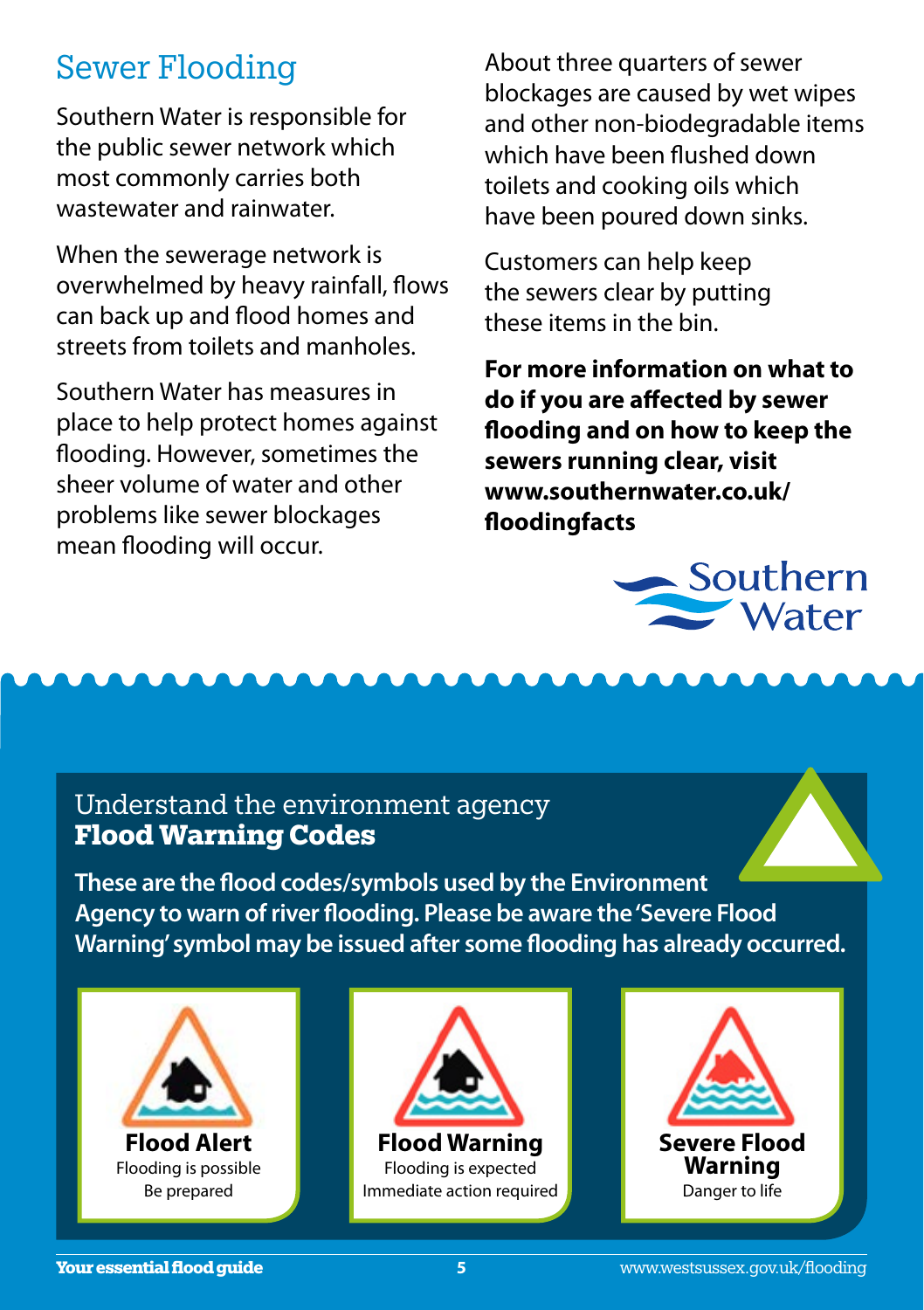## Sewer Flooding

Southern Water is responsible for the public sewer network which most commonly carries both wastewater and rainwater.

When the sewerage network is overwhelmed by heavy rainfall, flows can back up and flood homes and streets from toilets and manholes.

Southern Water has measures in place to help protect homes against flooding. However, sometimes the sheer volume of water and other problems like sewer blockages mean flooding will occur.

About three quarters of sewer blockages are caused by wet wipes and other non-biodegradable items which have been flushed down toilets and cooking oils which have been poured down sinks.

Customers can help keep the sewers clear by putting these items in the bin.

**For more information on what to do if you are affected by sewer flooding and on how to keep the sewers running clear, visit www.southernwater.co.uk/floodingfacts**

Southern Water

## Understand the environment agency **Flood Warning Codes**

**These are the flood codes/symbols used by the Environment Agency to warn of river flooding. Please be aware the 'Severe Flood Warning' symbol may be issued after some flooding has already occurred.**

**Flood Alert**
Flooding is possible
Be prepared

**Flood Warning**
Flooding is expected
Immediate action required

**Severe Flood Warning**
Danger to life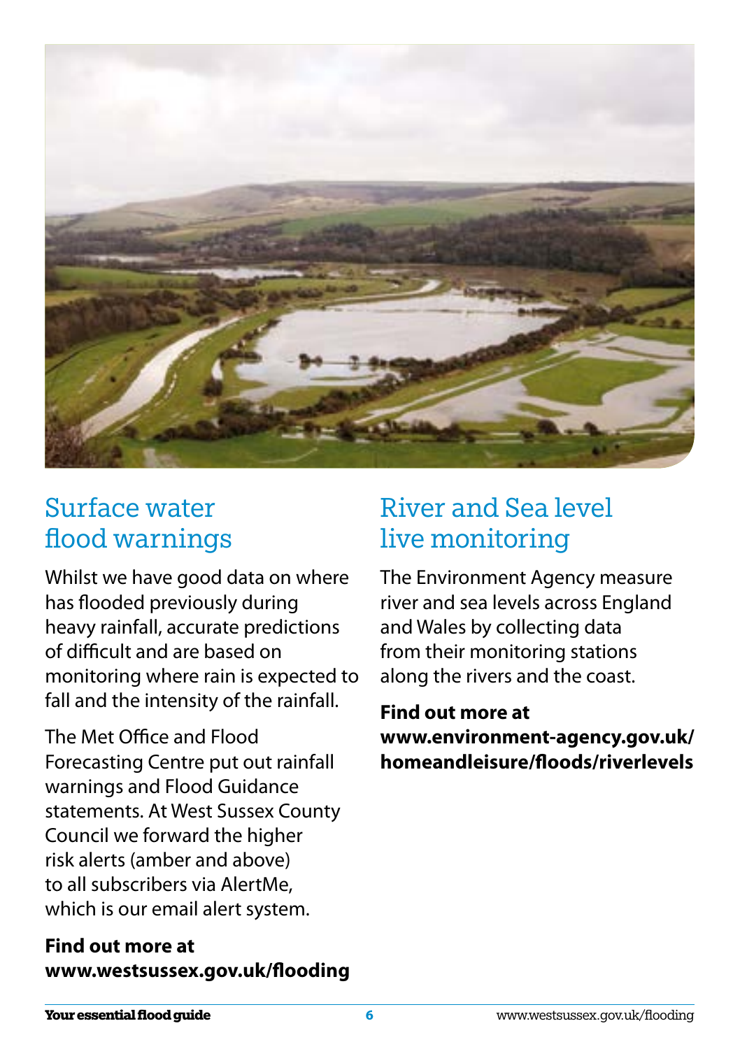## Surface water flood warnings

Whilst we have good data on where has flooded previously during heavy rainfall, accurate predictions of difficult and are based on monitoring where rain is expected to fall and the intensity of the rainfall.

The Met Office and Flood Forecasting Centre put out rainfall warnings and Flood Guidance statements. At West Sussex County Council we forward the higher risk alerts (amber and above) to all subscribers via AlertMe, which is our email alert system.

**Find out more at www.westsussex.gov.uk/flooding**

## River and Sea level live monitoring

The Environment Agency measure river and sea levels across England and Wales by collecting data from their monitoring stations along the rivers and the coast.

**Find out more at www.environment-agency.gov.uk/homeandleisure/floods/riverlevels**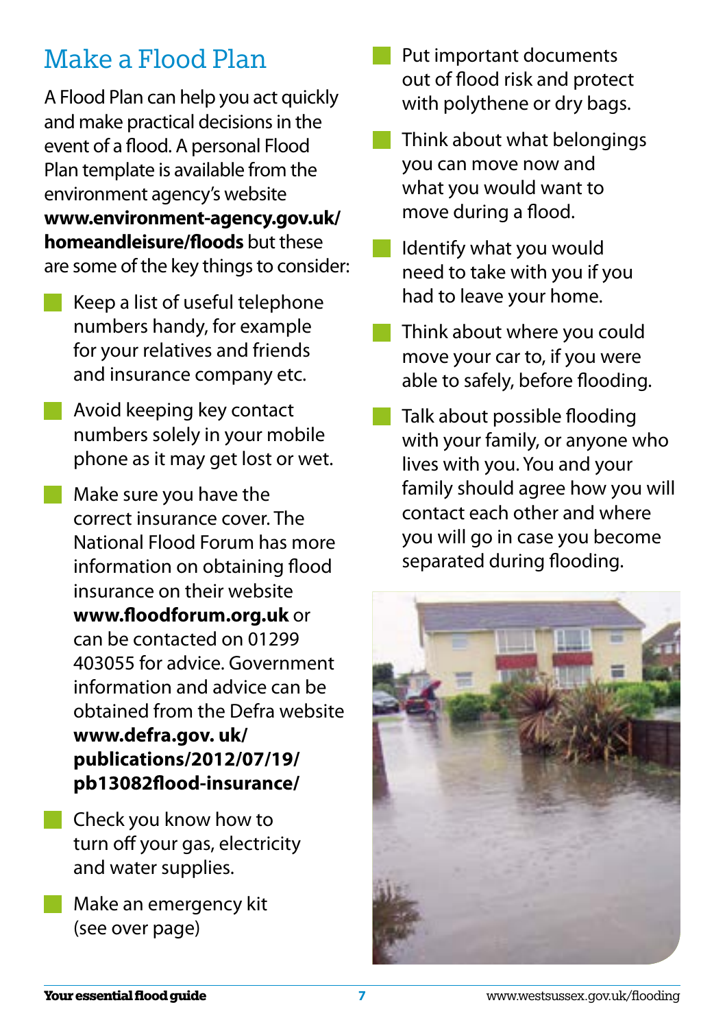## Make a Flood Plan

A Flood Plan can help you act quickly and make practical decisions in the event of a flood. A personal Flood Plan template is available from the environment agency's website **www.environment-agency.gov.uk/homeandleisure/floods** but these are some of the key things to consider:

- Keep a list of useful telephone numbers handy, for example for your relatives and friends and insurance company etc.
- Avoid keeping key contact numbers solely in your mobile phone as it may get lost or wet.
- Make sure you have the correct insurance cover. The National Flood Forum has more information on obtaining flood insurance on their website **www.floodforum.org.uk** or can be contacted on 01299 403055 for advice. Government information and advice can be obtained from the Defra website **www.defra.gov. uk/publications/2012/07/19/pb13082flood-insurance/**
- Check you know how to turn off your gas, electricity and water supplies.
- Make an emergency kit (see over page)
- Put important documents out of flood risk and protect with polythene or dry bags.
- Think about what belongings you can move now and what you would want to move during a flood.
- Identify what you would need to take with you if you had to leave your home.
- Think about where you could move your car to, if you were able to safely, before flooding.
- Talk about possible flooding with your family, or anyone who lives with you. You and your family should agree how you will contact each other and where you will go in case you become separated during flooding.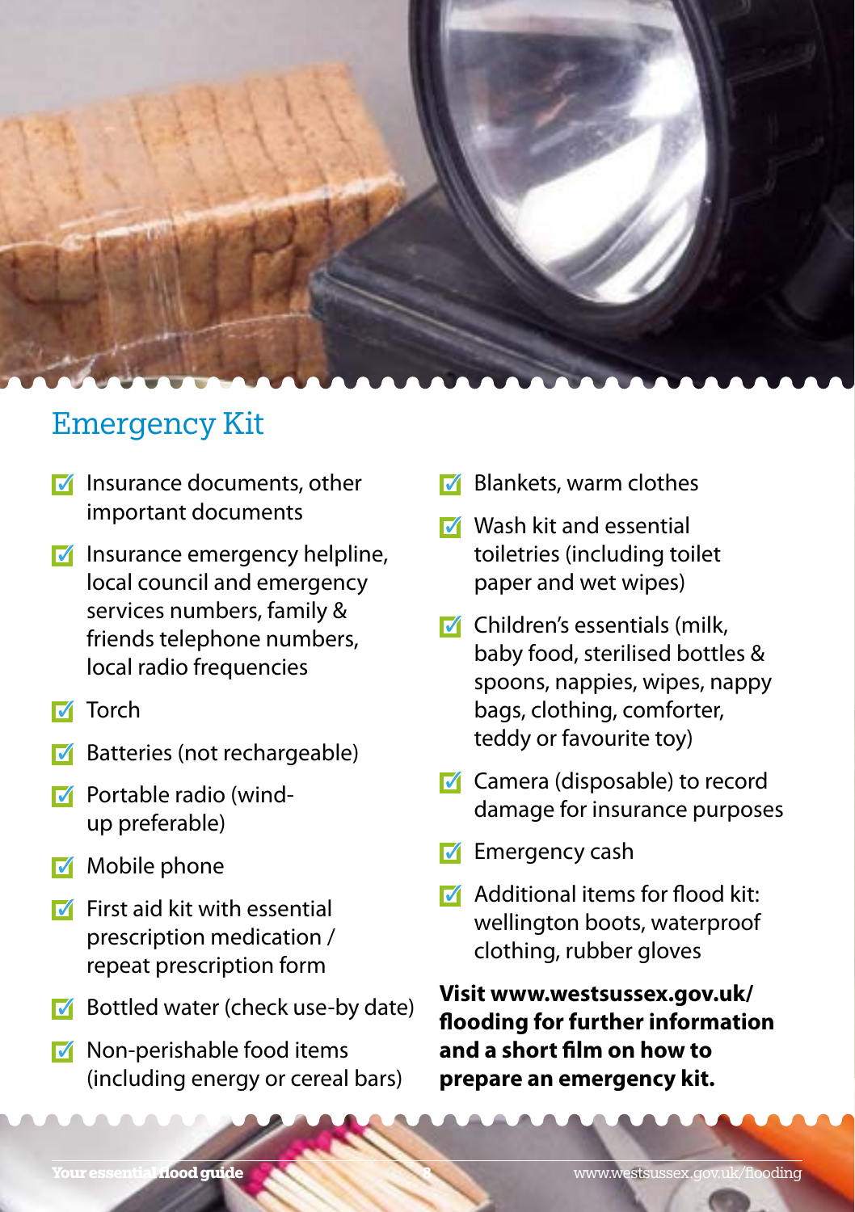## Emergency Kit

- Insurance documents, other important documents
- Insurance emergency helpline, local council and emergency services numbers, family & friends telephone numbers, local radio frequencies
- Torch
- Batteries (not rechargeable)
- Portable radio (wind-up preferable)
- Mobile phone
- First aid kit with essential prescription medication / repeat prescription form
- Bottled water (check use-by date)
- Non-perishable food items (including energy or cereal bars)
- Blankets, warm clothes
- Wash kit and essential toiletries (including toilet paper and wet wipes)
- Children's essentials (milk, baby food, sterilised bottles & spoons, nappies, wipes, nappy bags, clothing, comforter, teddy or favourite toy)
- Camera (disposable) to record damage for insurance purposes
- Emergency cash
- Additional items for flood kit: wellington boots, waterproof clothing, rubber gloves

**Visit www.westsussex.gov.uk/flooding for further information and a short film on how to prepare an emergency kit.**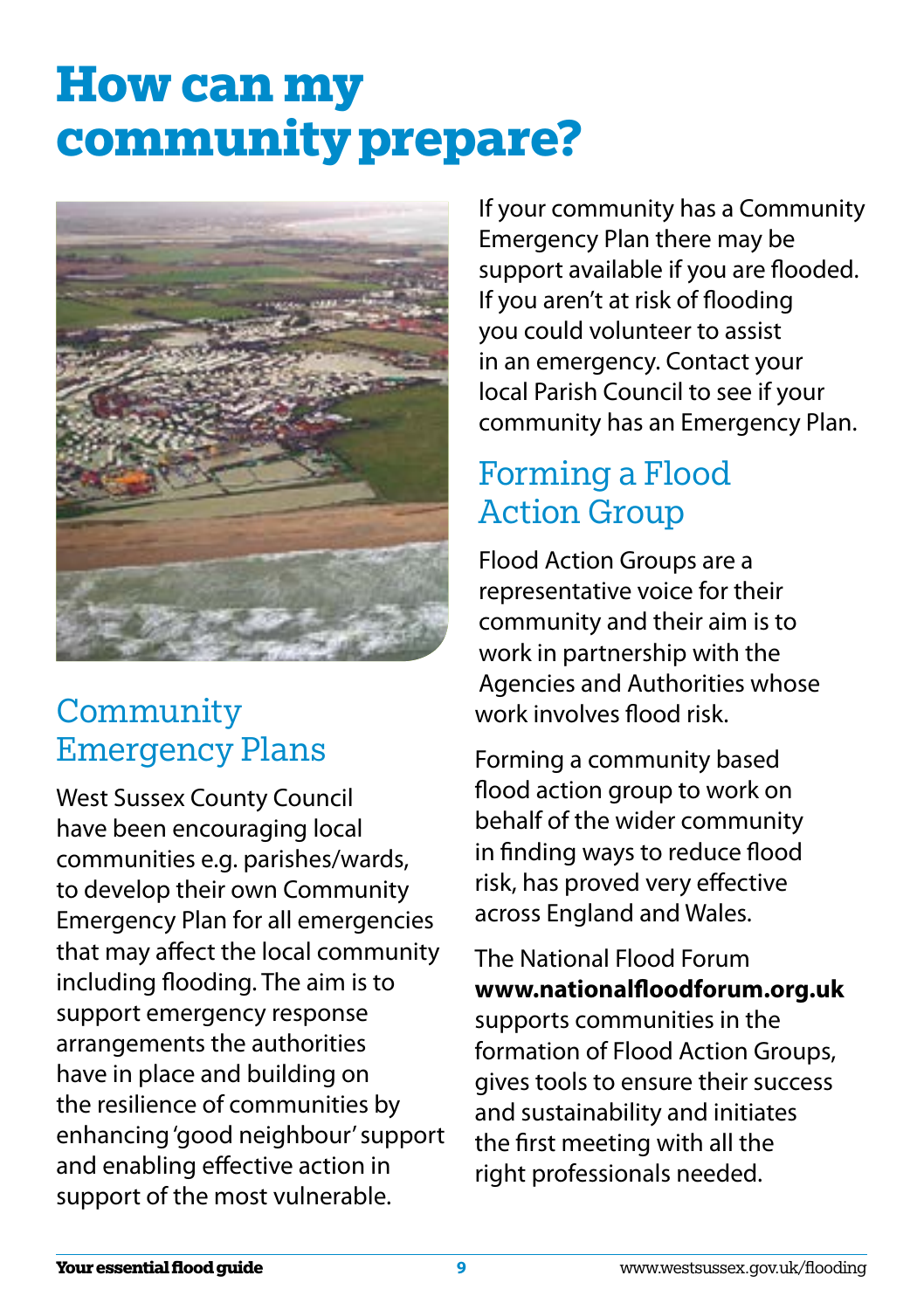# How can my community prepare?

## Community Emergency Plans

West Sussex County Council have been encouraging local communities e.g. parishes/wards, to develop their own Community Emergency Plan for all emergencies that may affect the local community including flooding. The aim is to support emergency response arrangements the authorities have in place and building on the resilience of communities by enhancing 'good neighbour' support and enabling effective action in support of the most vulnerable.

If your community has a Community Emergency Plan there may be support available if you are flooded. If you aren't at risk of flooding you could volunteer to assist in an emergency. Contact your local Parish Council to see if your community has an Emergency Plan.

## Forming a Flood Action Group

Flood Action Groups are a representative voice for their community and their aim is to work in partnership with the Agencies and Authorities whose work involves flood risk.

Forming a community based flood action group to work on behalf of the wider community in finding ways to reduce flood risk, has proved very effective across England and Wales.

The National Flood Forum **www.nationalfloodforum.org.uk** supports communities in the formation of Flood Action Groups, gives tools to ensure their success and sustainability and initiates the first meeting with all the right professionals needed.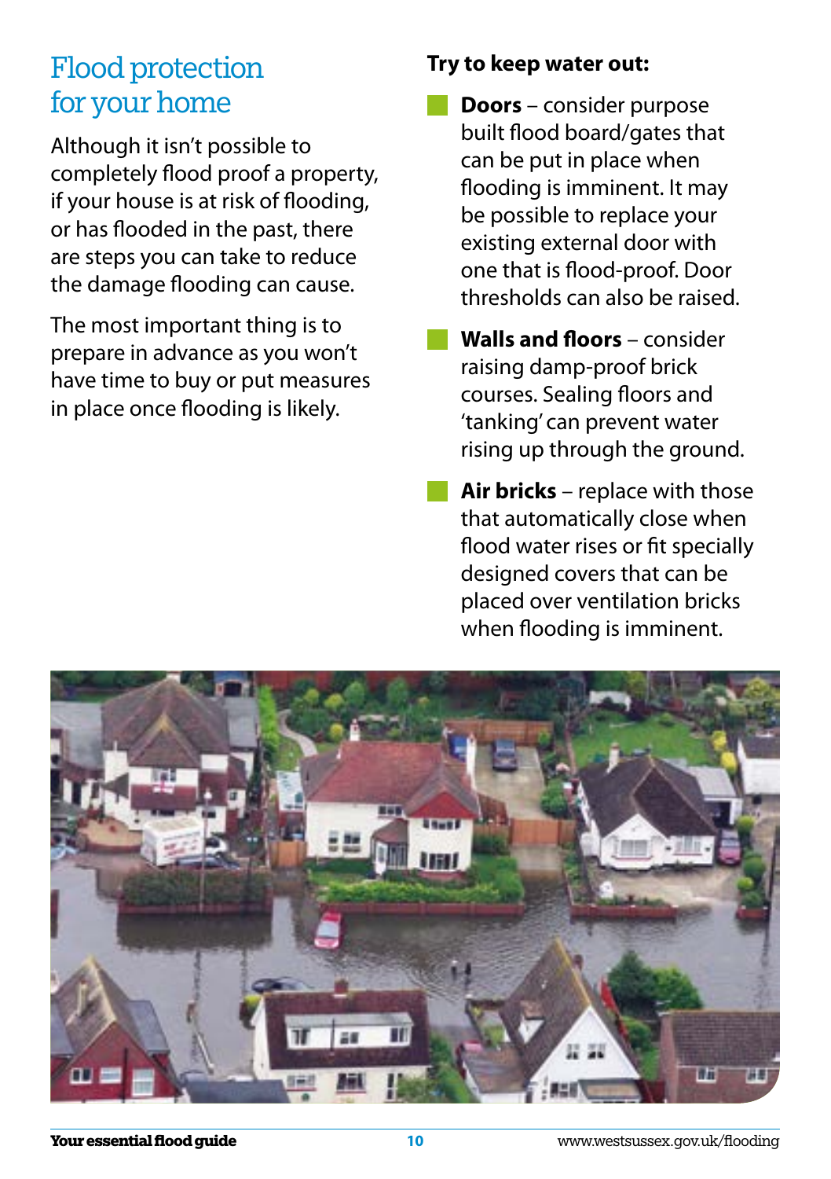# Flood protection for your home

Although it isn't possible to completely flood proof a property, if your house is at risk of flooding, or has flooded in the past, there are steps you can take to reduce the damage flooding can cause.

The most important thing is to prepare in advance as you won't have time to buy or put measures in place once flooding is likely.

**Try to keep water out:**

- **Doors** – consider purpose built flood board/gates that can be put in place when flooding is imminent. It may be possible to replace your existing external door with one that is flood-proof. Door thresholds can also be raised.
- **Walls and floors** – consider raising damp-proof brick courses. Sealing floors and 'tanking' can prevent water rising up through the ground.
- **Air bricks** – replace with those that automatically close when flood water rises or fit specially designed covers that can be placed over ventilation bricks when flooding is imminent.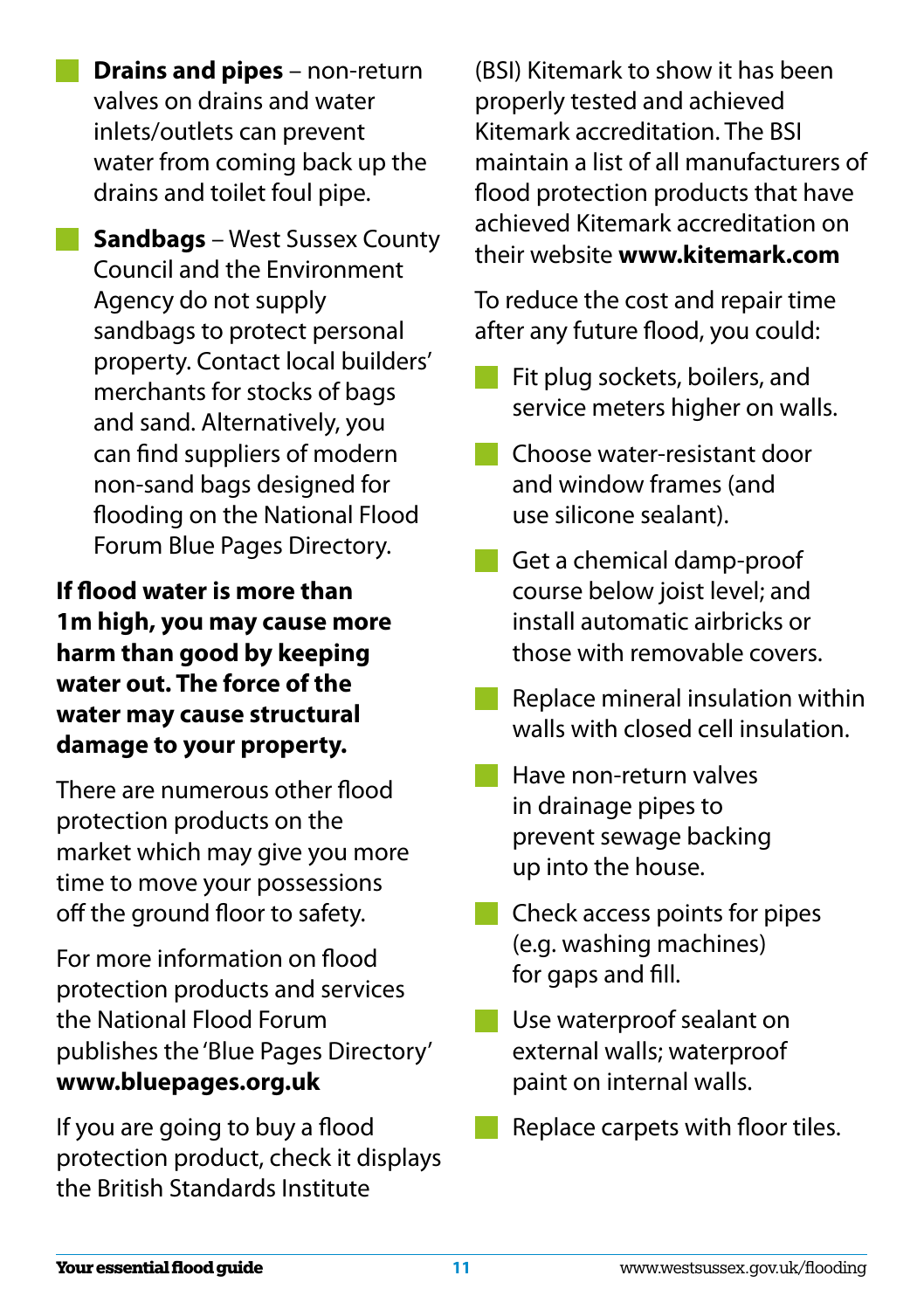- **Drains and pipes** – non-return valves on drains and water inlets/outlets can prevent water from coming back up the drains and toilet foul pipe.
- **Sandbags** – West Sussex County Council and the Environment Agency do not supply sandbags to protect personal property. Contact local builders' merchants for stocks of bags and sand. Alternatively, you can find suppliers of modern non-sand bags designed for flooding on the National Flood Forum Blue Pages Directory.

**If flood water is more than 1m high, you may cause more harm than good by keeping water out. The force of the water may cause structural damage to your property.**

There are numerous other flood protection products on the market which may give you more time to move your possessions off the ground floor to safety.

For more information on flood protection products and services the National Flood Forum publishes the 'Blue Pages Directory' **www.bluepages.org.uk**

If you are going to buy a flood protection product, check it displays the British Standards Institute (BSI) Kitemark to show it has been properly tested and achieved Kitemark accreditation. The BSI maintain a list of all manufacturers of flood protection products that have achieved Kitemark accreditation on their website **www.kitemark.com**

To reduce the cost and repair time after any future flood, you could:

- Fit plug sockets, boilers, and service meters higher on walls.
- Choose water-resistant door and window frames (and use silicone sealant).
- Get a chemical damp-proof course below joist level; and install automatic airbricks or those with removable covers.
- Replace mineral insulation within walls with closed cell insulation.
- Have non-return valves in drainage pipes to prevent sewage backing up into the house.
- Check access points for pipes (e.g. washing machines) for gaps and fill.
- Use waterproof sealant on external walls; waterproof paint on internal walls.
- Replace carpets with floor tiles.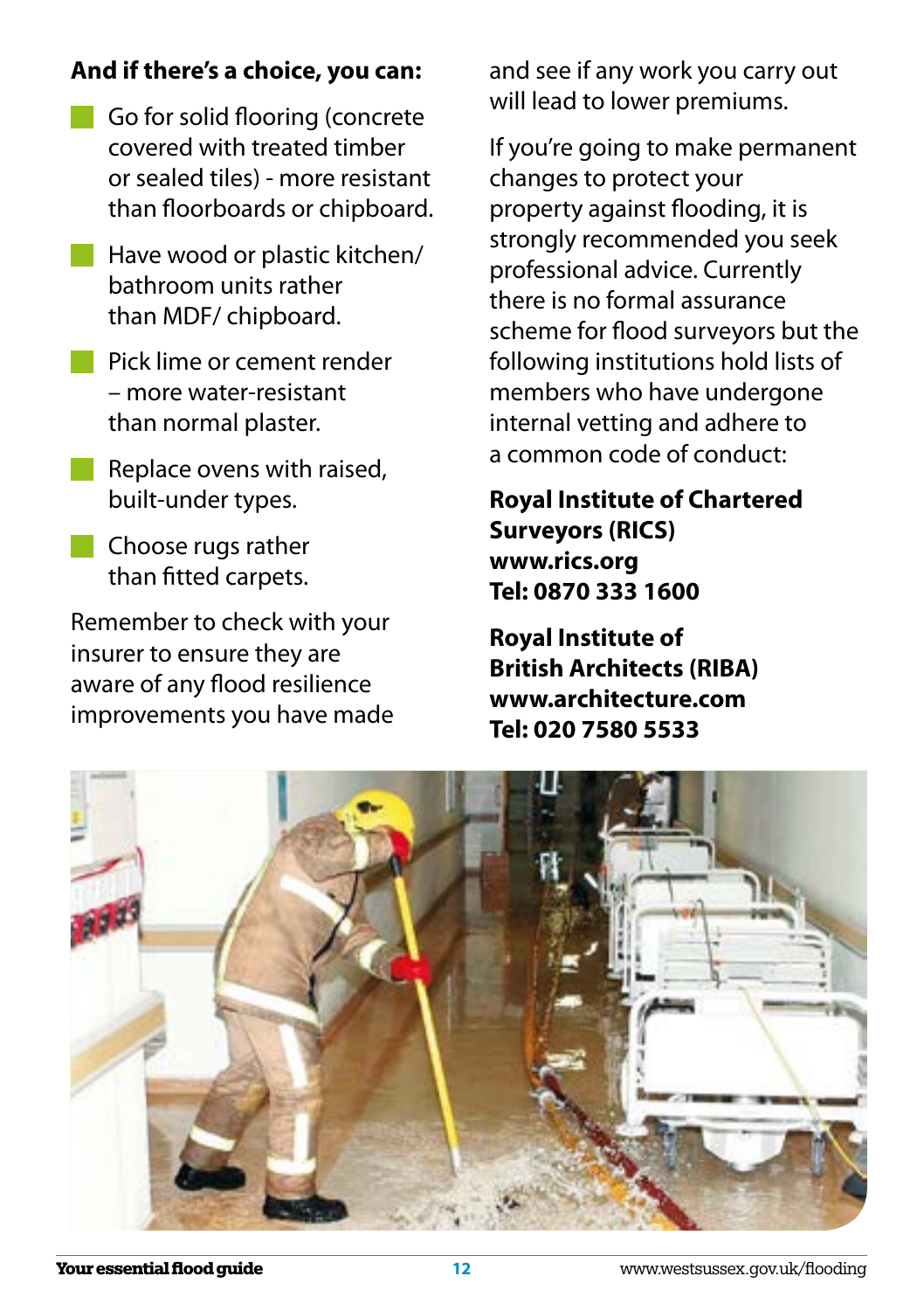**And if there's a choice, you can:**

- Go for solid flooring (concrete covered with treated timber or sealed tiles) - more resistant than floorboards or chipboard.
- Have wood or plastic kitchen/ bathroom units rather than MDF/ chipboard.
- Pick lime or cement render – more water-resistant than normal plaster.
- Replace ovens with raised, built-under types.
- Choose rugs rather than fitted carpets.

Remember to check with your insurer to ensure they are aware of any flood resilience improvements you have made and see if any work you carry out will lead to lower premiums.

If you're going to make permanent changes to protect your property against flooding, it is strongly recommended you seek professional advice. Currently there is no formal assurance scheme for flood surveyors but the following institutions hold lists of members who have undergone internal vetting and adhere to a common code of conduct:

**Royal Institute of Chartered Surveyors (RICS)**
**www.rics.org**
**Tel: 0870 333 1600**

**Royal Institute of British Architects (RIBA)**
**www.architecture.com**
**Tel: 020 7580 5533**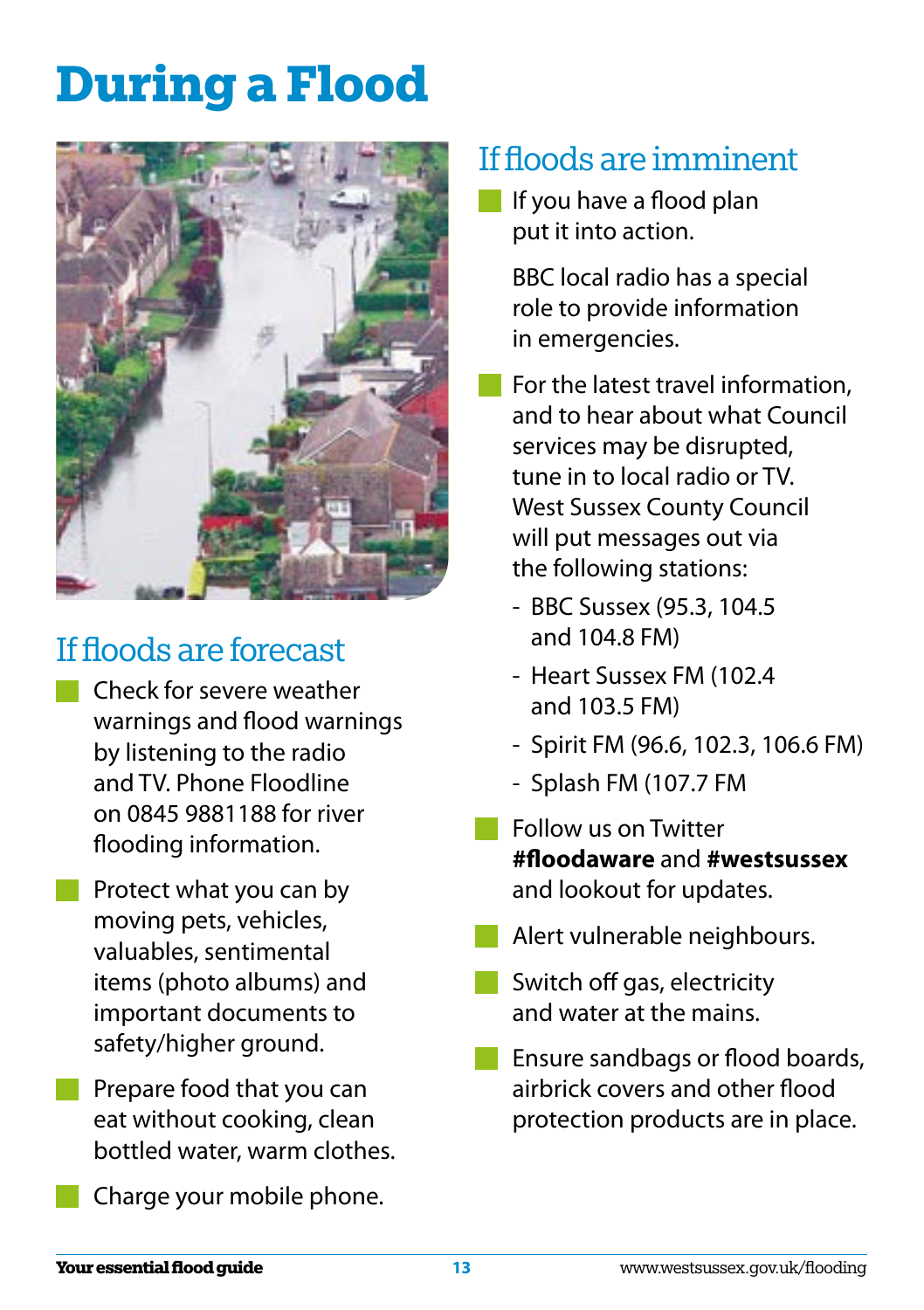# During a Flood

## If floods are forecast

- Check for severe weather warnings and flood warnings by listening to the radio and TV. Phone Floodline on 0845 9881188 for river flooding information.
- Protect what you can by moving pets, vehicles, valuables, sentimental items (photo albums) and important documents to safety/higher ground.
- Prepare food that you can eat without cooking, clean bottled water, warm clothes.
- Charge your mobile phone.

## If floods are imminent

- If you have a flood plan put it into action.

  BBC local radio has a special role to provide information in emergencies.

- For the latest travel information, and to hear about what Council services may be disrupted, tune in to local radio or TV. West Sussex County Council will put messages out via the following stations:
  - BBC Sussex (95.3, 104.5 and 104.8 FM)
  - Heart Sussex FM (102.4 and 103.5 FM)
  - Spirit FM (96.6, 102.3, 106.6 FM)
  - Splash FM (107.7 FM
- Follow us on Twitter **#floodaware** and **#westsussex** and lookout for updates.
- Alert vulnerable neighbours.
- Switch off gas, electricity and water at the mains.
- Ensure sandbags or flood boards, airbrick covers and other flood protection products are in place.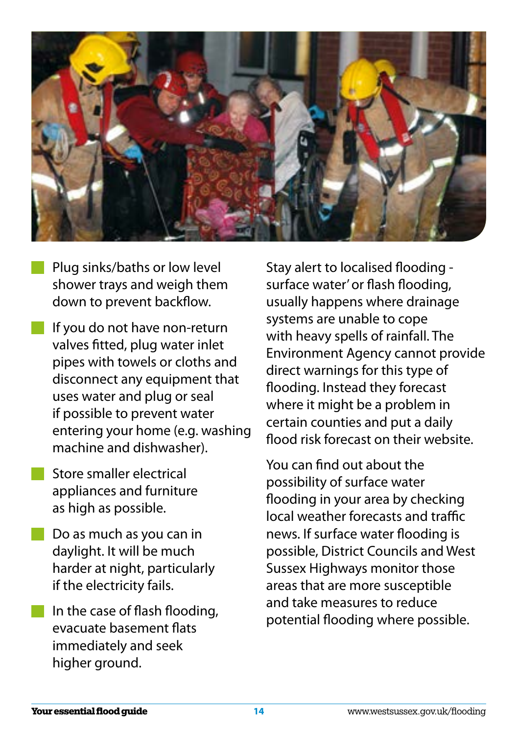- Plug sinks/baths or low level shower trays and weigh them down to prevent backflow.
- If you do not have non-return valves fitted, plug water inlet pipes with towels or cloths and disconnect any equipment that uses water and plug or seal if possible to prevent water entering your home (e.g. washing machine and dishwasher).
- Store smaller electrical appliances and furniture as high as possible.
- Do as much as you can in daylight. It will be much harder at night, particularly if the electricity fails.
- In the case of flash flooding, evacuate basement flats immediately and seek higher ground.

Stay alert to localised flooding - surface water' or flash flooding, usually happens where drainage systems are unable to cope with heavy spells of rainfall. The Environment Agency cannot provide direct warnings for this type of flooding. Instead they forecast where it might be a problem in certain counties and put a daily flood risk forecast on their website.

You can find out about the possibility of surface water flooding in your area by checking local weather forecasts and traffic news. If surface water flooding is possible, District Councils and West Sussex Highways monitor those areas that are more susceptible and take measures to reduce potential flooding where possible.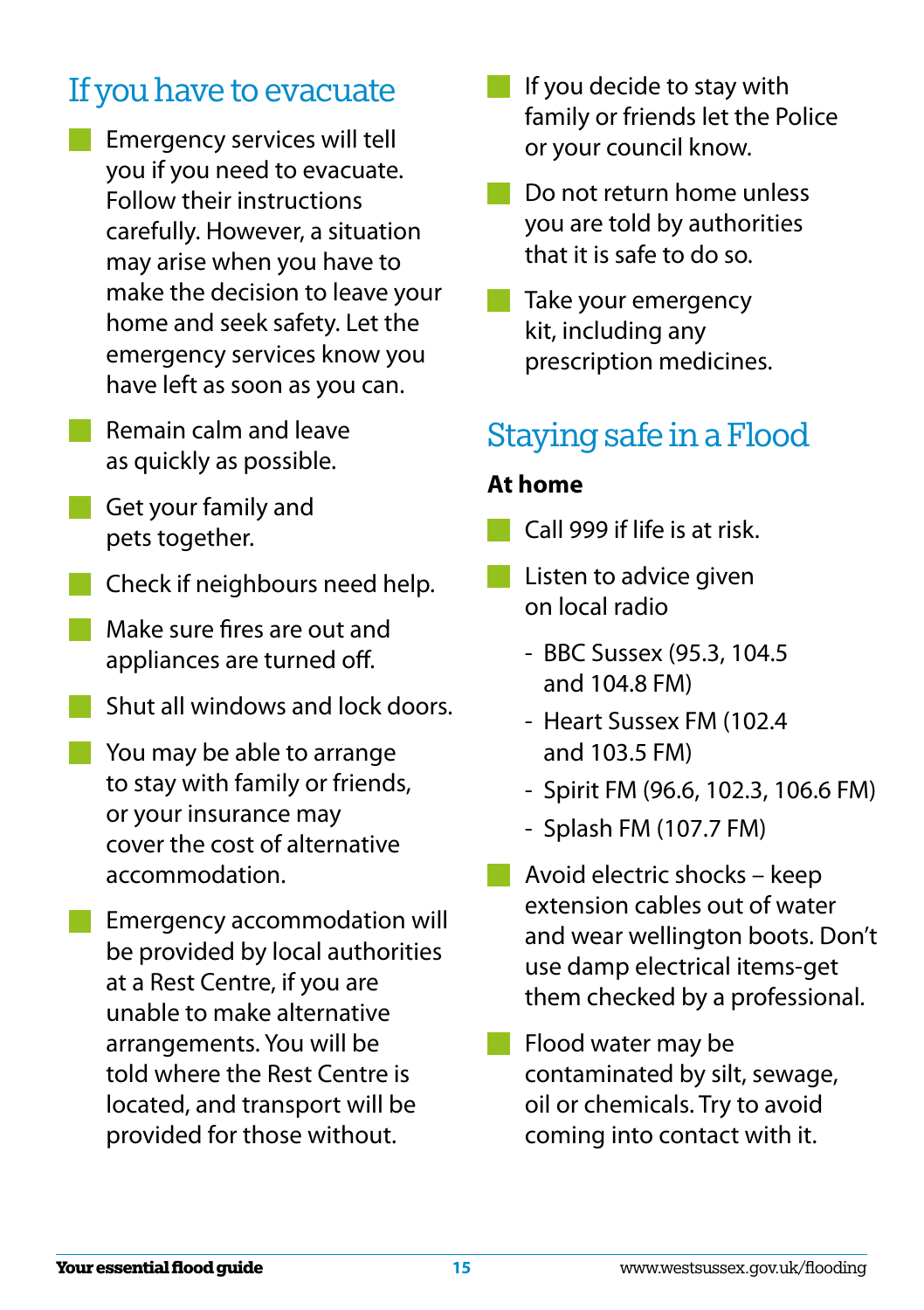## If you have to evacuate

- Emergency services will tell you if you need to evacuate. Follow their instructions carefully. However, a situation may arise when you have to make the decision to leave your home and seek safety. Let the emergency services know you have left as soon as you can.
- Remain calm and leave as quickly as possible.
- Get your family and pets together.
- Check if neighbours need help.
- Make sure fires are out and appliances are turned off.
- Shut all windows and lock doors.
- You may be able to arrange to stay with family or friends, or your insurance may cover the cost of alternative accommodation.
- Emergency accommodation will be provided by local authorities at a Rest Centre, if you are unable to make alternative arrangements. You will be told where the Rest Centre is located, and transport will be provided for those without.
- If you decide to stay with family or friends let the Police or your council know.
- Do not return home unless you are told by authorities that it is safe to do so.
- Take your emergency kit, including any prescription medicines.

## Staying safe in a Flood

**At home**

- Call 999 if life is at risk.
- Listen to advice given on local radio
  - BBC Sussex (95.3, 104.5 and 104.8 FM)
  - Heart Sussex FM (102.4 and 103.5 FM)
  - Spirit FM (96.6, 102.3, 106.6 FM)
  - Splash FM (107.7 FM)
- Avoid electric shocks – keep extension cables out of water and wear wellington boots. Don't use damp electrical items-get them checked by a professional.
- Flood water may be contaminated by silt, sewage, oil or chemicals. Try to avoid coming into contact with it.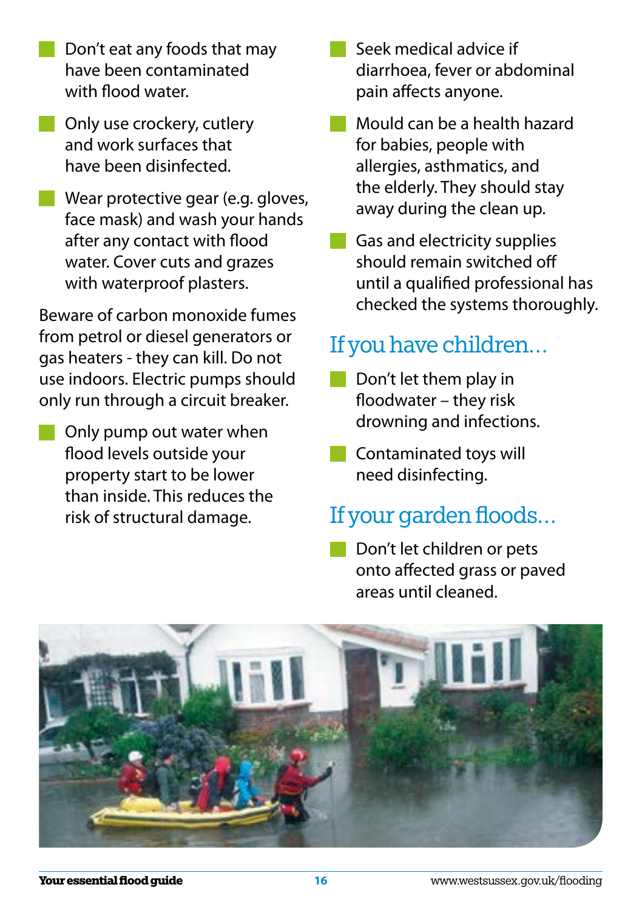- Don't eat any foods that may have been contaminated with flood water.
- Only use crockery, cutlery and work surfaces that have been disinfected.
- Wear protective gear (e.g. gloves, face mask) and wash your hands after any contact with flood water. Cover cuts and grazes with waterproof plasters.

Beware of carbon monoxide fumes from petrol or diesel generators or gas heaters - they can kill. Do not use indoors. Electric pumps should only run through a circuit breaker.

- Only pump out water when flood levels outside your property start to be lower than inside. This reduces the risk of structural damage.
- Seek medical advice if diarrhoea, fever or abdominal pain affects anyone.
- Mould can be a health hazard for babies, people with allergies, asthmatics, and the elderly. They should stay away during the clean up.
- Gas and electricity supplies should remain switched off until a qualified professional has checked the systems thoroughly.

## If you have children…

- Don't let them play in floodwater – they risk drowning and infections.
- Contaminated toys will need disinfecting.

## If your garden floods…

- Don't let children or pets onto affected grass or paved areas until cleaned.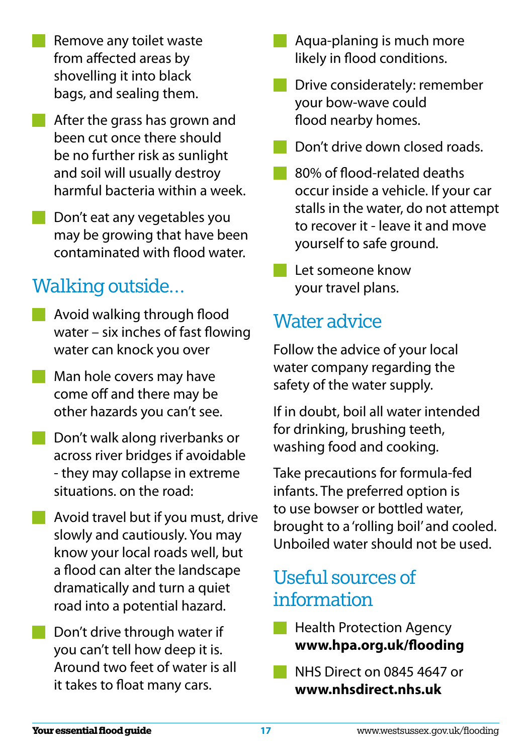- Remove any toilet waste from affected areas by shovelling it into black bags, and sealing them.
- After the grass has grown and been cut once there should be no further risk as sunlight and soil will usually destroy harmful bacteria within a week.
- Don't eat any vegetables you may be growing that have been contaminated with flood water.

## Walking outside...

- Avoid walking through flood water – six inches of fast flowing water can knock you over
- Man hole covers may have come off and there may be other hazards you can't see.
- Don't walk along riverbanks or across river bridges if avoidable - they may collapse in extreme situations. on the road:
- Avoid travel but if you must, drive slowly and cautiously. You may know your local roads well, but a flood can alter the landscape dramatically and turn a quiet road into a potential hazard.
- Don't drive through water if you can't tell how deep it is. Around two feet of water is all it takes to float many cars.
- Aqua-planing is much more likely in flood conditions.
- Drive considerately: remember your bow-wave could flood nearby homes.
- Don't drive down closed roads.
- 80% of flood-related deaths occur inside a vehicle. If your car stalls in the water, do not attempt to recover it - leave it and move yourself to safe ground.
- Let someone know your travel plans.

## Water advice

Follow the advice of your local water company regarding the safety of the water supply.

If in doubt, boil all water intended for drinking, brushing teeth, washing food and cooking.

Take precautions for formula-fed infants. The preferred option is to use bowser or bottled water, brought to a 'rolling boil' and cooled. Unboiled water should not be used.

## Useful sources of information

- Health Protection Agency **www.hpa.org.uk/flooding**
- NHS Direct on 0845 4647 or **www.nhsdirect.nhs.uk**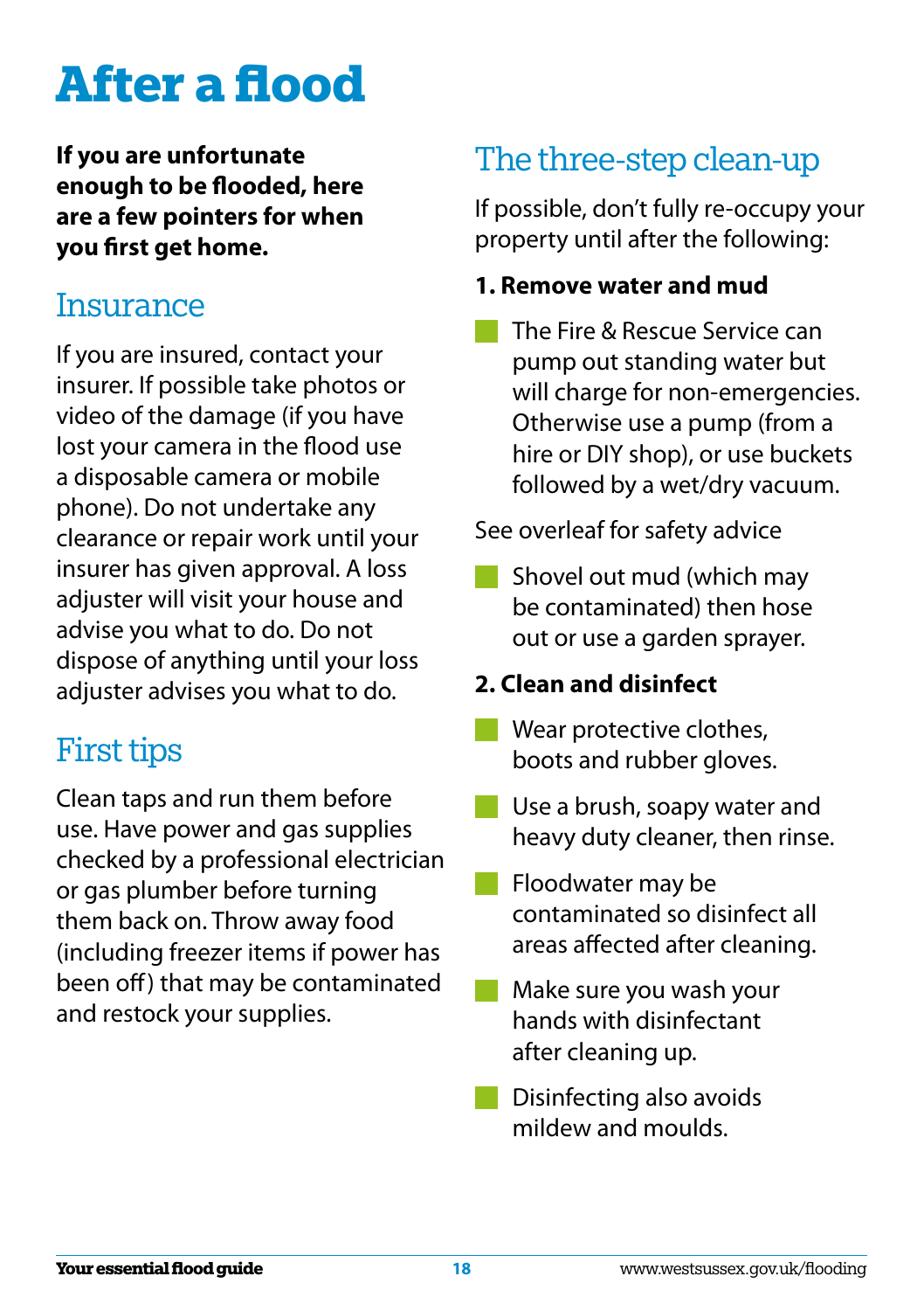# After a flood

**If you are unfortunate enough to be flooded, here are a few pointers for when you first get home.**

## Insurance

If you are insured, contact your insurer. If possible take photos or video of the damage (if you have lost your camera in the flood use a disposable camera or mobile phone). Do not undertake any clearance or repair work until your insurer has given approval. A loss adjuster will visit your house and advise you what to do. Do not dispose of anything until your loss adjuster advises you what to do.

## First tips

Clean taps and run them before use. Have power and gas supplies checked by a professional electrician or gas plumber before turning them back on. Throw away food (including freezer items if power has been off) that may be contaminated and restock your supplies.

## The three-step clean-up

If possible, don't fully re-occupy your property until after the following:

**1. Remove water and mud**

- The Fire & Rescue Service can pump out standing water but will charge for non-emergencies. Otherwise use a pump (from a hire or DIY shop), or use buckets followed by a wet/dry vacuum.

See overleaf for safety advice

- Shovel out mud (which may be contaminated) then hose out or use a garden sprayer.

**2. Clean and disinfect**

- Wear protective clothes, boots and rubber gloves.
- Use a brush, soapy water and heavy duty cleaner, then rinse.
- Floodwater may be contaminated so disinfect all areas affected after cleaning.
- Make sure you wash your hands with disinfectant after cleaning up.
- Disinfecting also avoids mildew and moulds.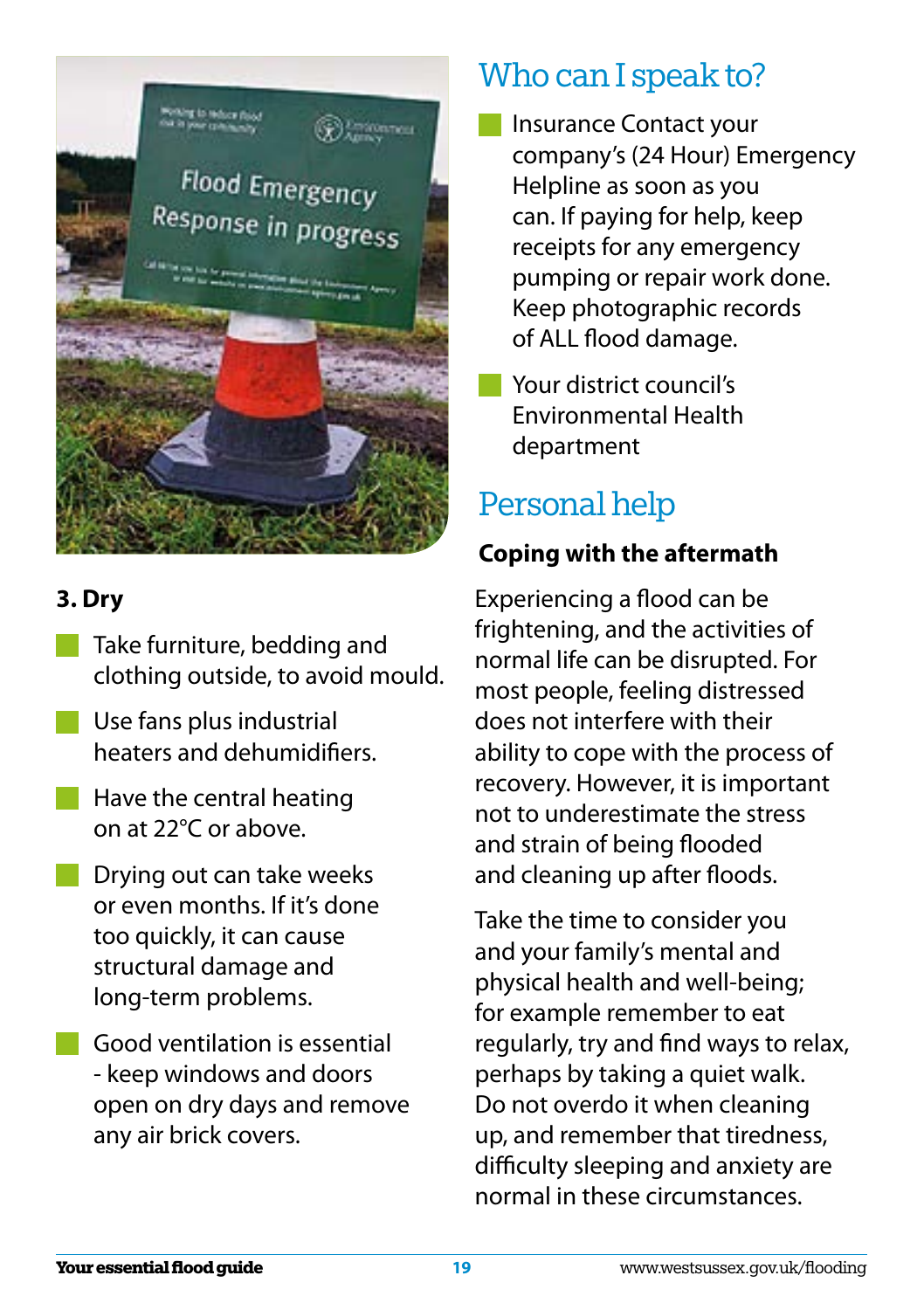### 3. Dry

- Take furniture, bedding and clothing outside, to avoid mould.
- Use fans plus industrial heaters and dehumidifiers.
- Have the central heating on at 22°C or above.
- Drying out can take weeks or even months. If it's done too quickly, it can cause structural damage and long-term problems.
- Good ventilation is essential - keep windows and doors open on dry days and remove any air brick covers.

## Who can I speak to?

- Insurance Contact your company's (24 Hour) Emergency Helpline as soon as you can. If paying for help, keep receipts for any emergency pumping or repair work done. Keep photographic records of ALL flood damage.
- Your district council's Environmental Health department

## Personal help

**Coping with the aftermath**

Experiencing a flood can be frightening, and the activities of normal life can be disrupted. For most people, feeling distressed does not interfere with their ability to cope with the process of recovery. However, it is important not to underestimate the stress and strain of being flooded and cleaning up after floods.

Take the time to consider you and your family's mental and physical health and well-being; for example remember to eat regularly, try and find ways to relax, perhaps by taking a quiet walk. Do not overdo it when cleaning up, and remember that tiredness, difficulty sleeping and anxiety are normal in these circumstances.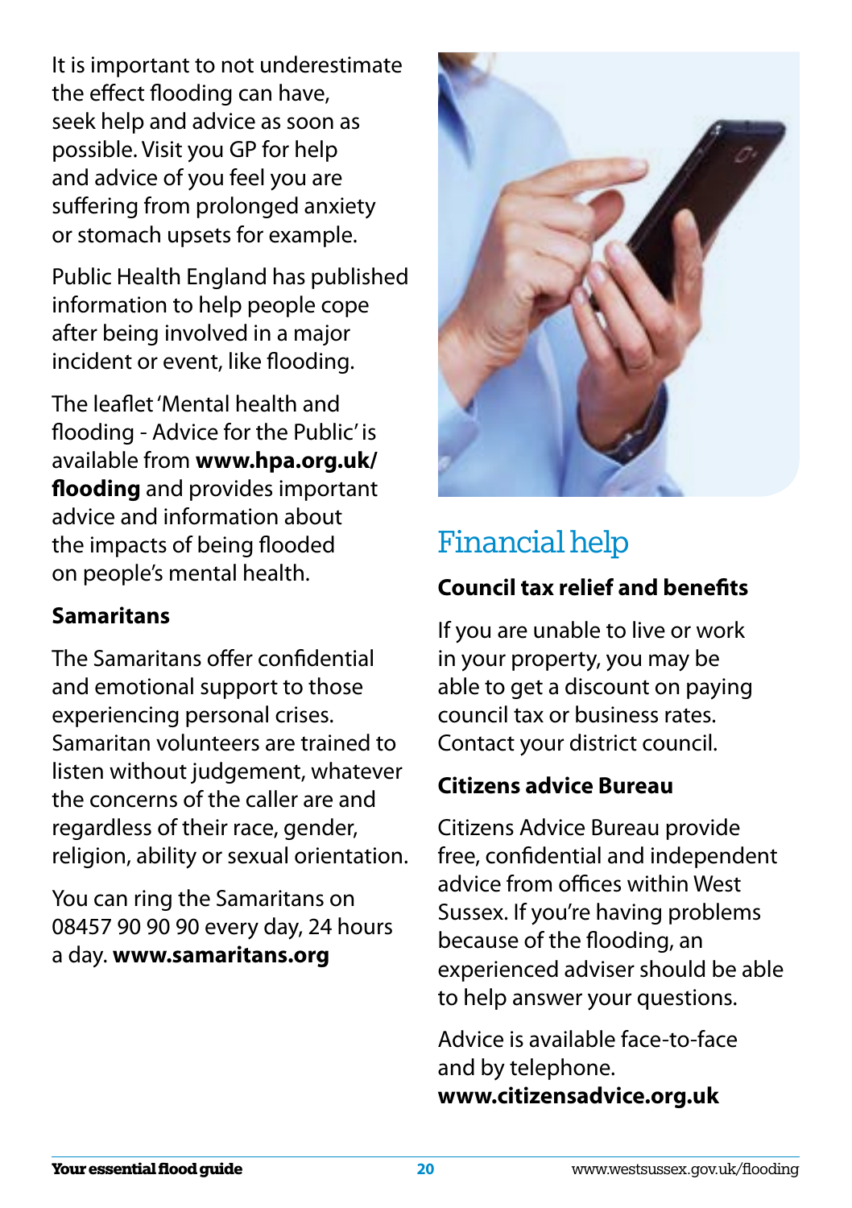It is important to not underestimate the effect flooding can have, seek help and advice as soon as possible. Visit you GP for help and advice of you feel you are suffering from prolonged anxiety or stomach upsets for example.

Public Health England has published information to help people cope after being involved in a major incident or event, like flooding.

The leaflet 'Mental health and flooding - Advice for the Public' is available from **www.hpa.org.uk/flooding** and provides important advice and information about the impacts of being flooded on people's mental health.

### Samaritans

The Samaritans offer confidential and emotional support to those experiencing personal crises. Samaritan volunteers are trained to listen without judgement, whatever the concerns of the caller are and regardless of their race, gender, religion, ability or sexual orientation.

You can ring the Samaritans on 08457 90 90 90 every day, 24 hours a day. **www.samaritans.org**

## Financial help

### Council tax relief and benefits

If you are unable to live or work in your property, you may be able to get a discount on paying council tax or business rates. Contact your district council.

### Citizens advice Bureau

Citizens Advice Bureau provide free, confidential and independent advice from offices within West Sussex. If you're having problems because of the flooding, an experienced adviser should be able to help answer your questions.

Advice is available face-to-face and by telephone.
**www.citizensadvice.org.uk**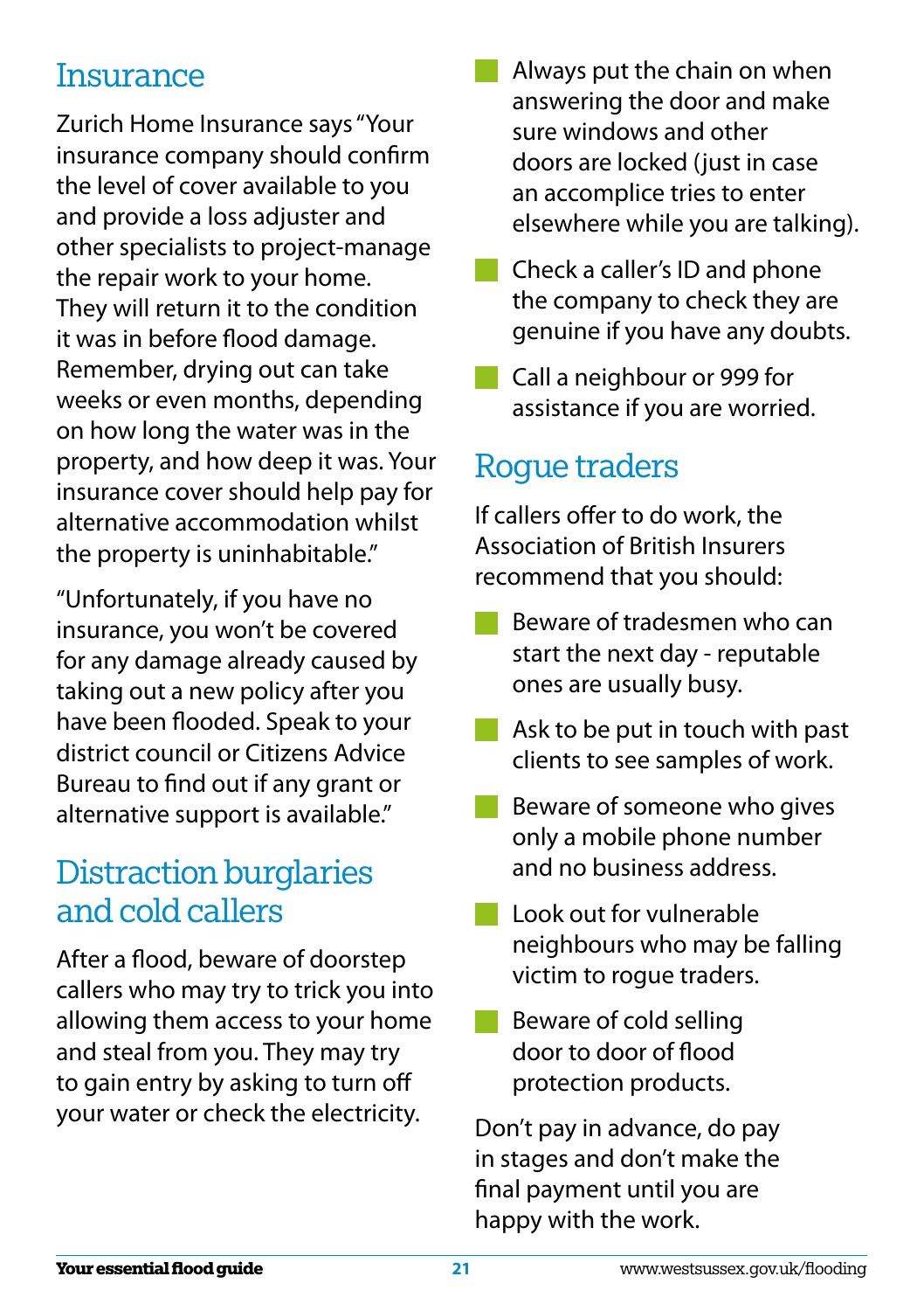## Insurance

Zurich Home Insurance says "Your insurance company should confirm the level of cover available to you and provide a loss adjuster and other specialists to project-manage the repair work to your home. They will return it to the condition it was in before flood damage. Remember, drying out can take weeks or even months, depending on how long the water was in the property, and how deep it was. Your insurance cover should help pay for alternative accommodation whilst the property is uninhabitable."

"Unfortunately, if you have no insurance, you won't be covered for any damage already caused by taking out a new policy after you have been flooded. Speak to your district council or Citizens Advice Bureau to find out if any grant or alternative support is available."

## Distraction burglaries and cold callers

After a flood, beware of doorstep callers who may try to trick you into allowing them access to your home and steal from you. They may try to gain entry by asking to turn off your water or check the electricity.

- Always put the chain on when answering the door and make sure windows and other doors are locked (just in case an accomplice tries to enter elsewhere while you are talking).
- Check a caller's ID and phone the company to check they are genuine if you have any doubts.
- Call a neighbour or 999 for assistance if you are worried.

## Rogue traders

If callers offer to do work, the Association of British Insurers recommend that you should:

- Beware of tradesmen who can start the next day - reputable ones are usually busy.
- Ask to be put in touch with past clients to see samples of work.
- Beware of someone who gives only a mobile phone number and no business address.
- Look out for vulnerable neighbours who may be falling victim to rogue traders.
- Beware of cold selling door to door of flood protection products.

Don't pay in advance, do pay in stages and don't make the final payment until you are happy with the work.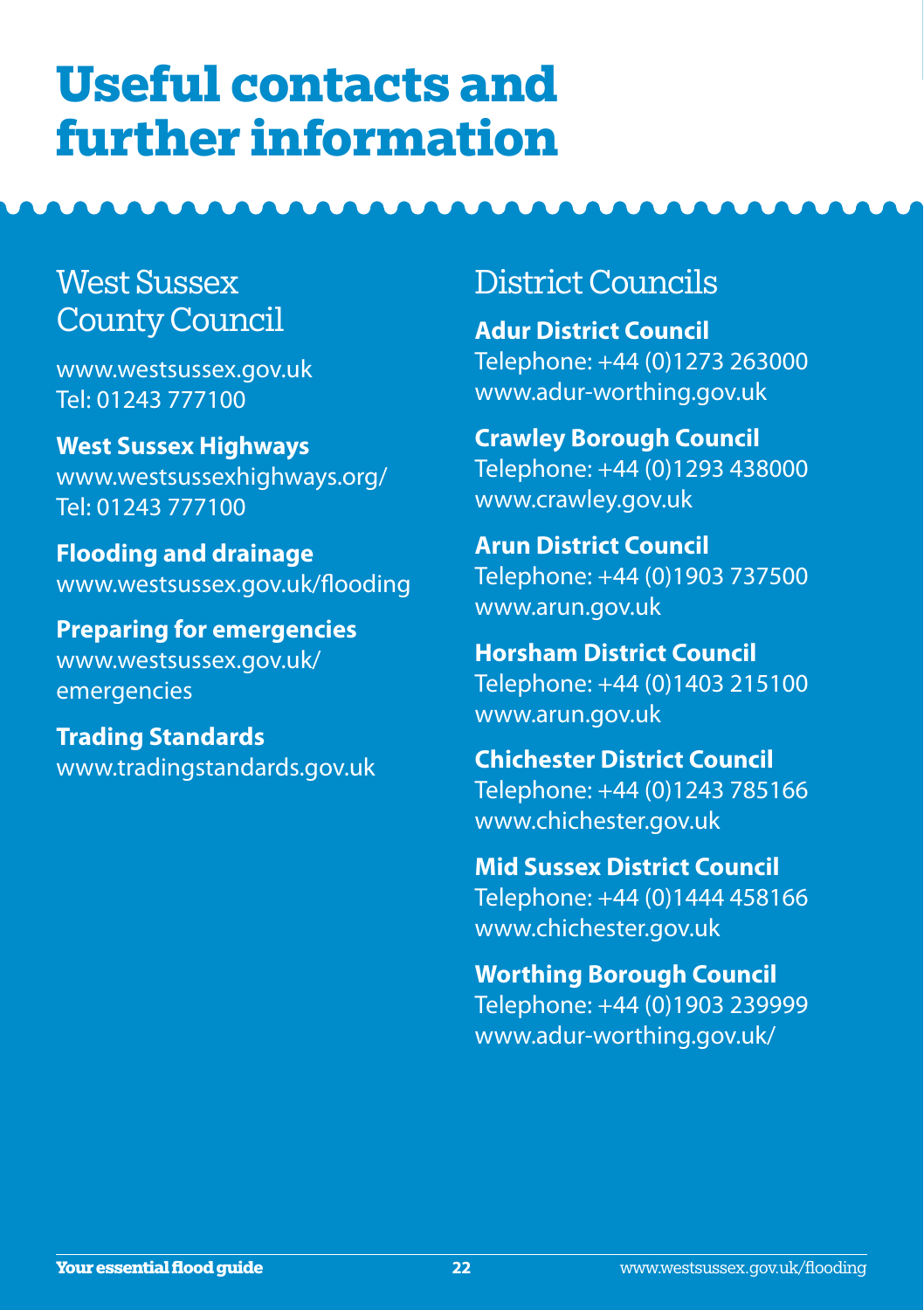# Useful contacts and further information

## West Sussex County Council

www.westsussex.gov.uk
Tel: 01243 777100

**West Sussex Highways**
www.westsussexhighways.org/
Tel: 01243 777100

**Flooding and drainage**
www.westsussex.gov.uk/flooding

**Preparing for emergencies**
www.westsussex.gov.uk/emergencies

**Trading Standards**
www.tradingstandards.gov.uk

## District Councils

**Adur District Council**
Telephone: +44 (0)1273 263000
www.adur-worthing.gov.uk

**Crawley Borough Council**
Telephone: +44 (0)1293 438000
www.crawley.gov.uk

**Arun District Council**
Telephone: +44 (0)1903 737500
www.arun.gov.uk

**Horsham District Council**
Telephone: +44 (0)1403 215100
www.arun.gov.uk

**Chichester District Council**
Telephone: +44 (0)1243 785166
www.chichester.gov.uk

**Mid Sussex District Council**
Telephone: +44 (0)1444 458166
www.chichester.gov.uk

**Worthing Borough Council**
Telephone: +44 (0)1903 239999
www.adur-worthing.gov.uk/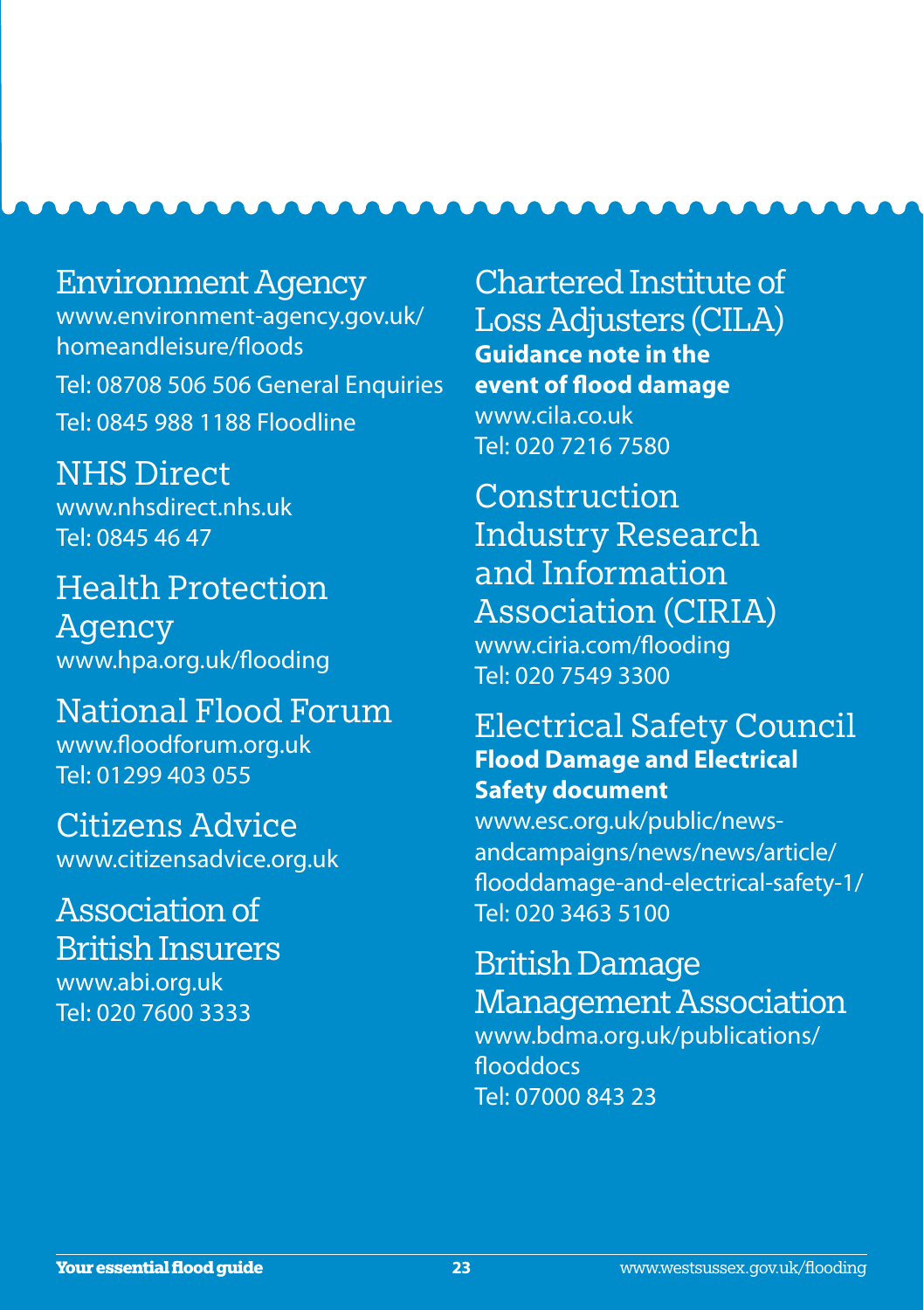## Environment Agency

www.environment-agency.gov.uk/homeandleisure/floods

Tel: 08708 506 506 General Enquiries

Tel: 0845 988 1188 Floodline

## NHS Direct

www.nhsdirect.nhs.uk

Tel: 0845 46 47

## Health Protection Agency

www.hpa.org.uk/flooding

## National Flood Forum

www.floodforum.org.uk

Tel: 01299 403 055

## Citizens Advice

www.citizensadvice.org.uk

## Association of British Insurers

www.abi.org.uk

Tel: 020 7600 3333

## Chartered Institute of Loss Adjusters (CILA)

**Guidance note in the event of flood damage**

www.cila.co.uk

Tel: 020 7216 7580

## Construction Industry Research and Information Association (CIRIA)

www.ciria.com/flooding

Tel: 020 7549 3300

## Electrical Safety Council

**Flood Damage and Electrical Safety document**

www.esc.org.uk/public/news-andcampaigns/news/news/article/flooddamage-and-electrical-safety-1/

Tel: 020 3463 5100

## British Damage Management Association

www.bdma.org.uk/publications/flooddocs

Tel: 07000 843 23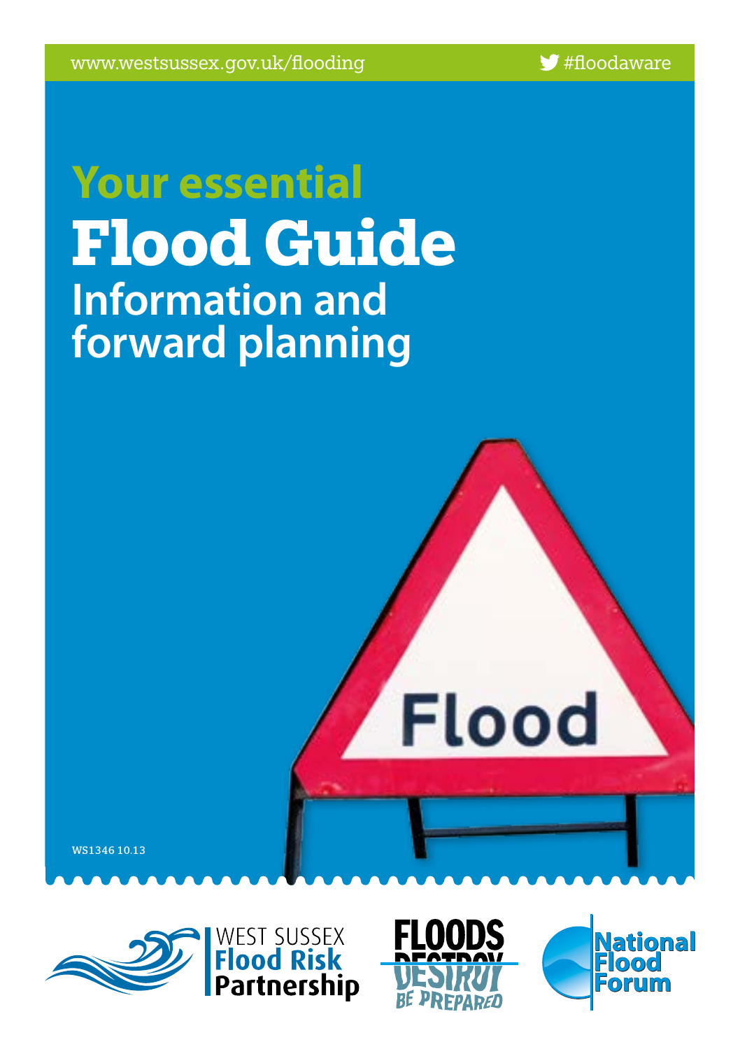www.westsussex.gov.uk/flooding

#floodaware

# Your essential Flood Guide

## Information and forward planning

Flood

WS1346 10.13

WEST SUSSEX Flood Risk Partnership

FLOODS DESTROY BE PREPARED

National Flood Forum